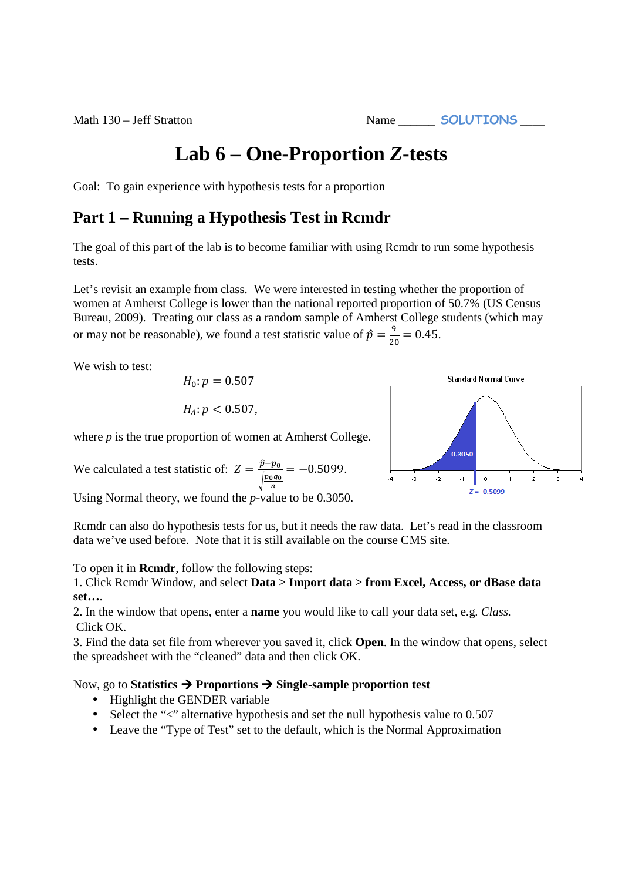Math 130 – Jeff Stratton Name ______ **SOLUTIONS** ____

# Lab 6 – One-Proportion *Z*-tests

Goal: To gain experience with hypothesis tests for a proportion

## Part 1 – Running a Hypothesis Test in Rcmdr

The goal of this part of the lab is to become familiar with using Rcmdr to run some hypothesis tests.

Let's revisit an example from class. We were interested in testing whether the proportion of women at Amherst College is lower than the national reported proportion of 50.7% (US Census Bureau, 2009). Treating our class as a random sample of Amherst College students (which may or may not be reasonable), we found a test statistic value of $\hat{p} = \frac{9}{20} = 0.45$.

We wish to test:

$$H_0: p = 0.507$$

$$H_A: p < 0.507,$$

where *p* is the true proportion of women at Amherst College.

We calculated a test statistic of: $Z = \frac{\hat{p} - p_0}{\sqrt{\frac{p_0 q_0}{n}}} = -0.5099.$

Using Normal theory, we found the *p*-value to be 0.3050.

Standard Normal Curve

0.3050

Z = -0.5099

Rcmdr can also do hypothesis tests for us, but it needs the raw data. Let's read in the classroom data we've used before. Note that it is still available on the course CMS site.

To open it in **Rcmdr**, follow the following steps:
1. Click Rcmdr Window, and select **Data > Import data > from Excel, Access, or dBase data set….**
2. In the window that opens, enter a **name** you would like to call your data set, e.g. *Class.* Click OK.
3. Find the data set file from wherever you saved it, click **Open**. In the window that opens, select the spreadsheet with the "cleaned" data and then click OK.

Now, go to **Statistics → Proportions → Single-sample proportion test**

- Highlight the GENDER variable
- Select the "<" alternative hypothesis and set the null hypothesis value to 0.507
- Leave the "Type of Test" set to the default, which is the Normal Approximation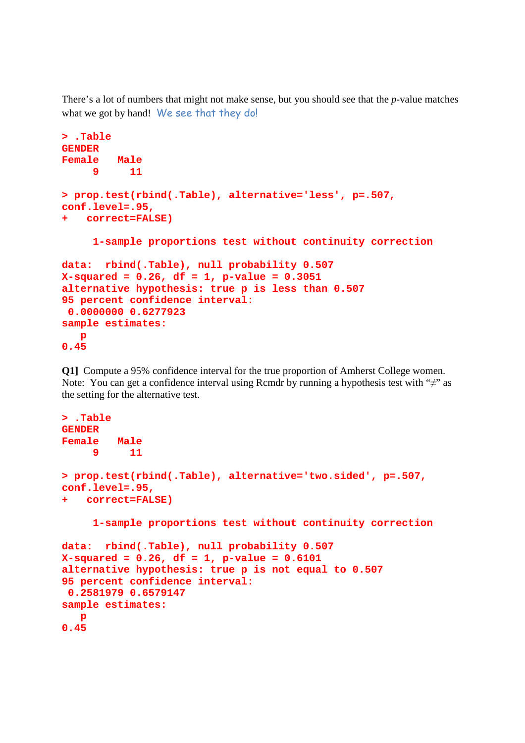There's a lot of numbers that might not make sense, but you should see that the *p*-value matches what we got by hand!  We see that they do!

```
> .Table
GENDER
Female   Male
     9     11

> prop.test(rbind(.Table), alternative='less', p=.507,
conf.level=.95,
+   correct=FALSE)

     1-sample proportions test without continuity correction

data:  rbind(.Table), null probability 0.507
X-squared = 0.26, df = 1, p-value = 0.3051
alternative hypothesis: true p is less than 0.507
95 percent confidence interval:
 0.0000000 0.6277923
sample estimates:
   p
0.45
```

**Q1]** Compute a 95% confidence interval for the true proportion of Amherst College women. Note: You can get a confidence interval using Rcmdr by running a hypothesis test with "≠" as the setting for the alternative test.

```
> .Table
GENDER
Female   Male
     9     11

> prop.test(rbind(.Table), alternative='two.sided', p=.507,
conf.level=.95,
+   correct=FALSE)

     1-sample proportions test without continuity correction

data:  rbind(.Table), null probability 0.507
X-squared = 0.26, df = 1, p-value = 0.6101
alternative hypothesis: true p is not equal to 0.507
95 percent confidence interval:
 0.2581979 0.6579147
sample estimates:
   p
0.45
```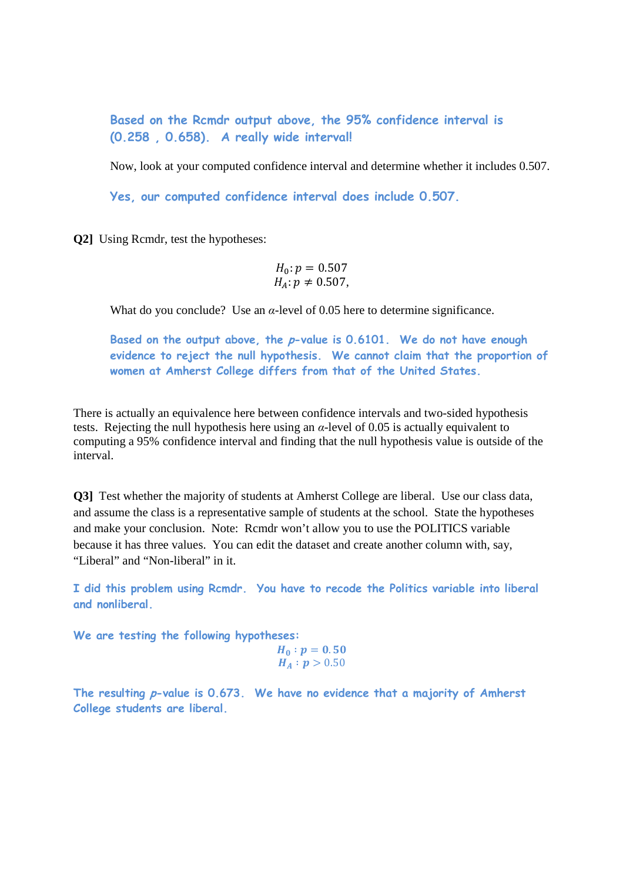Based on the Rcmdr output above, the 95% confidence interval is (0.258 , 0.658). A really wide interval!

Now, look at your computed confidence interval and determine whether it includes 0.507.

Yes, our computed confidence interval does include 0.507.

**Q2]** Using Rcmdr, test the hypotheses:

$$H_0: p = 0.507$$
$$H_A: p \neq 0.507,$$

What do you conclude? Use an $\alpha$-level of 0.05 here to determine significance.

Based on the output above, the $p$-value is 0.6101. We do not have enough evidence to reject the null hypothesis. We cannot claim that the proportion of women at Amherst College differs from that of the United States.

There is actually an equivalence here between confidence intervals and two-sided hypothesis tests. Rejecting the null hypothesis here using an $\alpha$-level of 0.05 is actually equivalent to computing a 95% confidence interval and finding that the null hypothesis value is outside of the interval.

**Q3]** Test whether the majority of students at Amherst College are liberal. Use our class data, and assume the class is a representative sample of students at the school. State the hypotheses and make your conclusion. Note: Rcmdr won't allow you to use the POLITICS variable because it has three values. You can edit the dataset and create another column with, say, "Liberal" and "Non-liberal" in it.

I did this problem using Rcmdr. You have to recode the Politics variable into liberal and nonliberal.

We are testing the following hypotheses:

$$H_0: p = 0.50$$
$$H_A: p > 0.50$$

The resulting $p$-value is 0.673. We have no evidence that a majority of Amherst College students are liberal.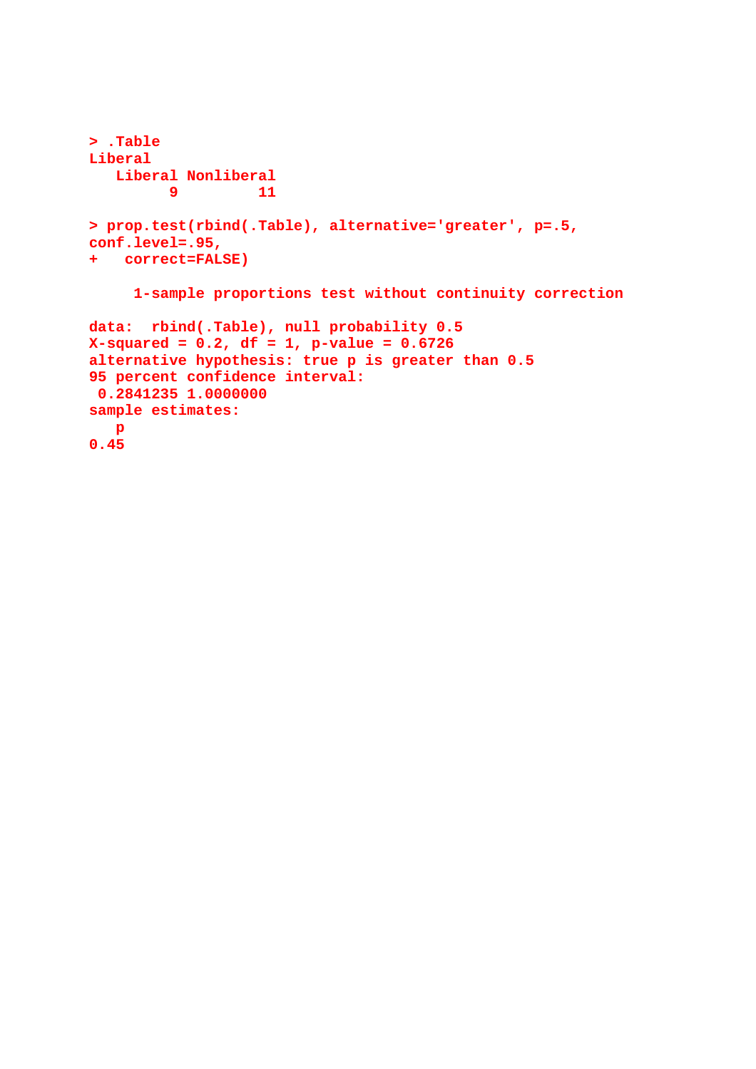```
> .Table
Liberal
   Liberal Nonliberal
         9         11

> prop.test(rbind(.Table), alternative='greater', p=.5,
conf.level=.95,
+   correct=FALSE)

     1-sample proportions test without continuity correction

data:  rbind(.Table), null probability 0.5
X-squared = 0.2, df = 1, p-value = 0.6726
alternative hypothesis: true p is greater than 0.5
95 percent confidence interval:
 0.2841235 1.0000000
sample estimates:
   p
0.45
```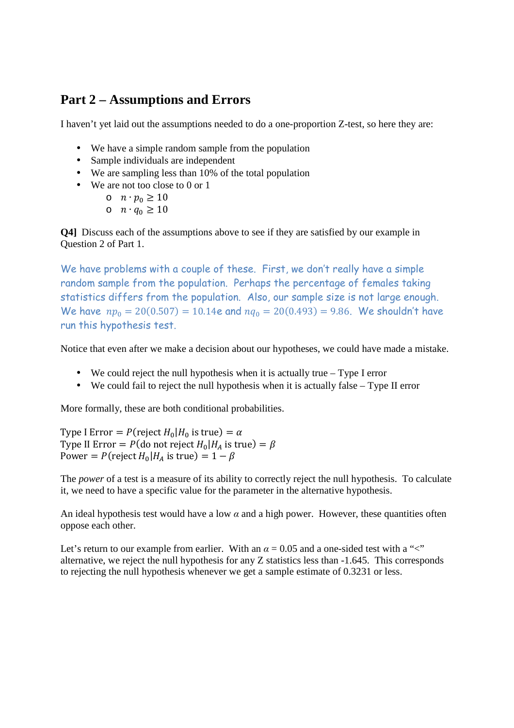## Part 2 – Assumptions and Errors

I haven't yet laid out the assumptions needed to do a one-proportion Z-test, so here they are:

- We have a simple random sample from the population
- Sample individuals are independent
- We are sampling less than 10% of the total population
- We are not too close to 0 or 1
  - $n \cdot p_0 \geq 10$
  - $n \cdot q_0 \geq 10$

**Q4]** Discuss each of the assumptions above to see if they are satisfied by our example in Question 2 of Part 1.

We have problems with a couple of these. First, we don't really have a simple random sample from the population. Perhaps the percentage of females taking statistics differs from the population. Also, our sample size is not large enough. We have $np_0 = 20(0.507) = 10.14e$ and $nq_0 = 20(0.493) = 9.86$. We shouldn't have run this hypothesis test.

Notice that even after we make a decision about our hypotheses, we could have made a mistake.

- We could reject the null hypothesis when it is actually true – Type I error
- We could fail to reject the null hypothesis when it is actually false – Type II error

More formally, these are both conditional probabilities.

Type I Error $= P(\text{reject } H_0 | H_0 \text{ is true}) = \alpha$
Type II Error $= P(\text{do not reject } H_0 | H_A \text{ is true}) = \beta$
Power $= P(\text{reject } H_0 | H_A \text{ is true}) = 1 - \beta$

The *power* of a test is a measure of its ability to correctly reject the null hypothesis. To calculate it, we need to have a specific value for the parameter in the alternative hypothesis.

An ideal hypothesis test would have a low $\alpha$ and a high power. However, these quantities often oppose each other.

Let's return to our example from earlier. With an $\alpha = 0.05$ and a one-sided test with a "<" alternative, we reject the null hypothesis for any Z statistics less than -1.645. This corresponds to rejecting the null hypothesis whenever we get a sample estimate of 0.3231 or less.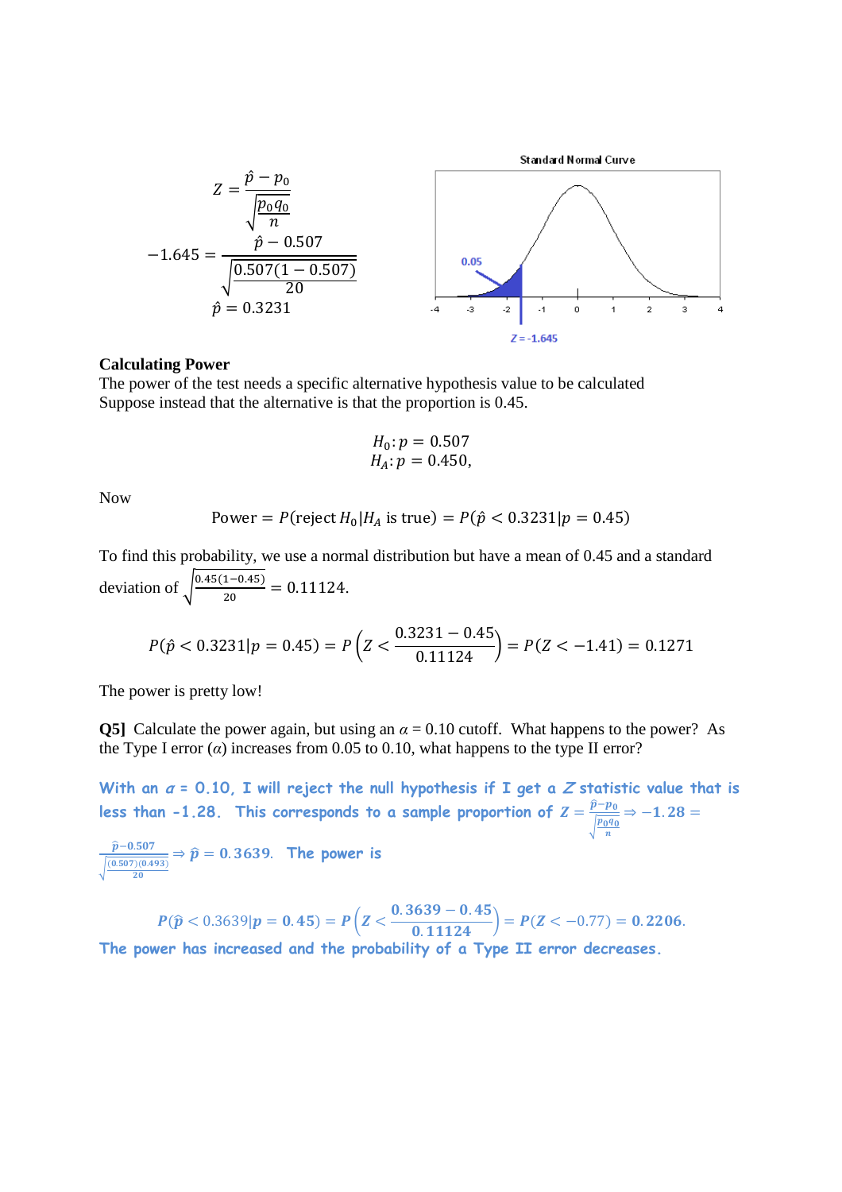$$Z = \frac{\hat{p} - p_0}{\sqrt{\frac{p_0 q_0}{n}}}$$

$$-1.645 = \frac{\hat{p} - 0.507}{\sqrt{\frac{0.507(1-0.507)}{20}}}$$

$$\hat{p} = 0.3231$$

Standard Normal Curve

0.05

$Z = -1.645$

**Calculating Power**

The power of the test needs a specific alternative hypothesis value to be calculated

Suppose instead that the alternative is that the proportion is 0.45.

$$H_0: p = 0.507$$
$$H_A: p = 0.450,$$

Now

$$\text{Power} = P(\text{reject } H_0 | H_A \text{ is true}) = P(\hat{p} < 0.3231 | p = 0.45)$$

To find this probability, we use a normal distribution but have a mean of 0.45 and a standard deviation of $\sqrt{\frac{0.45(1-0.45)}{20}} = 0.11124$.

$$P(\hat{p} < 0.3231 | p = 0.45) = P\left(Z < \frac{0.3231 - 0.45}{0.11124}\right) = P(Z < -1.41) = 0.1271$$

The power is pretty low!

**Q5]** Calculate the power again, but using an $\alpha = 0.10$ cutoff. What happens to the power? As the Type I error ($\alpha$) increases from 0.05 to 0.10, what happens to the type II error?

With an $\alpha$ = 0.10, I will reject the null hypothesis if I get a $Z$ statistic value that is less than -1.28. This corresponds to a sample proportion of $Z = \frac{\hat{p}-p_0}{\sqrt{\frac{p_0 q_0}{n}}} \Rightarrow -1.28 = \frac{\hat{p}-0.507}{\sqrt{\frac{(0.507)(0.493)}{20}}} \Rightarrow \hat{p} = 0.3639$. The power is

$$P(\hat{p} < 0.3639 | p = 0.45) = P\left(Z < \frac{0.3639 - 0.45}{0.11124}\right) = P(Z < -0.77) = 0.2206.$$

The power has increased and the probability of a Type II error decreases.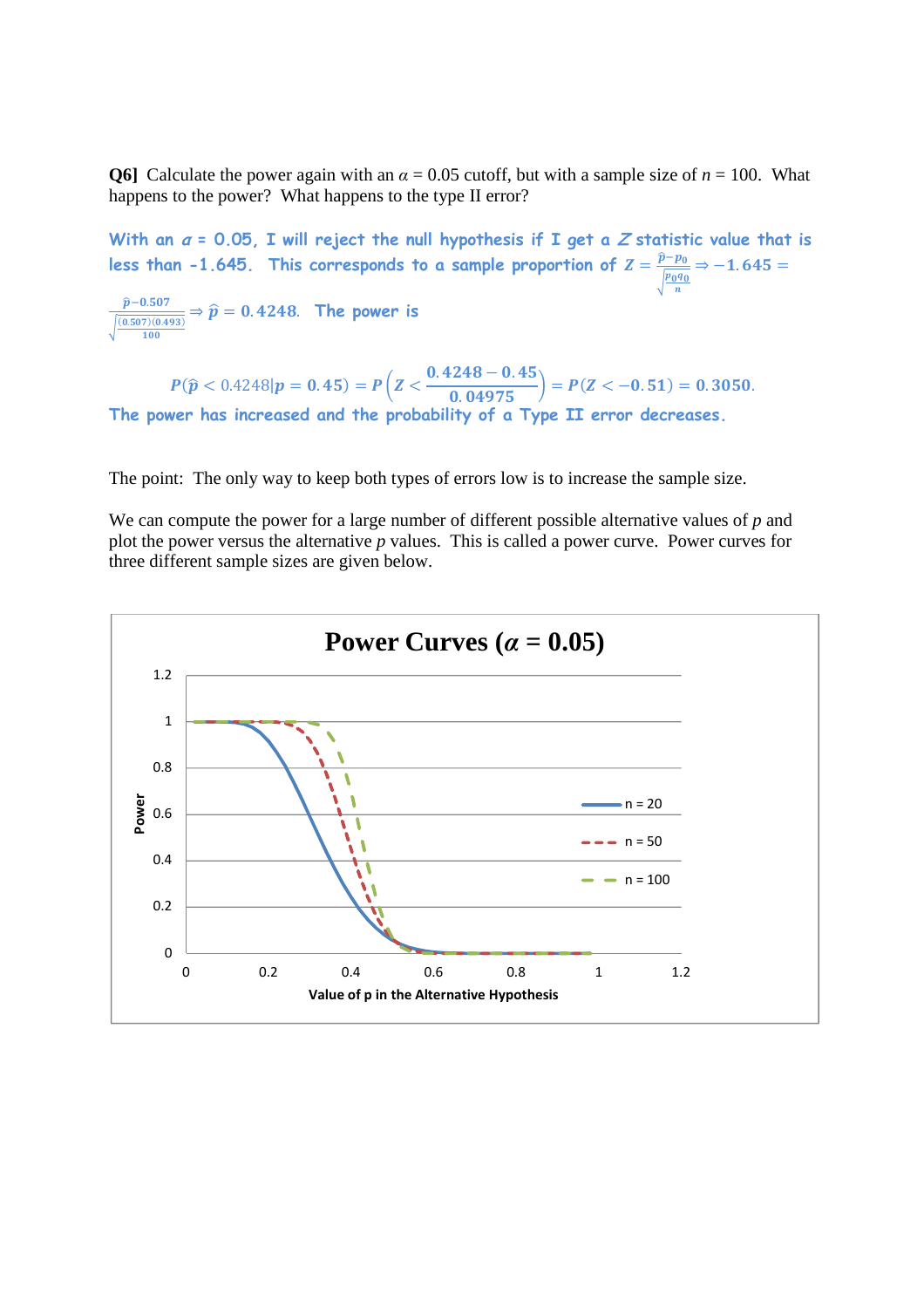**Q6]** Calculate the power again with an $\alpha$ = 0.05 cutoff, but with a sample size of $n$ = 100. What happens to the power? What happens to the type II error?

With an $\alpha$ = 0.05, I will reject the null hypothesis if I get a $Z$ statistic value that is less than -1.645. This corresponds to a sample proportion of $Z = \frac{\hat{p}-p_0}{\sqrt{\frac{p_0 q_0}{n}}} \Rightarrow -1.645 = \frac{\hat{p}-0.507}{\sqrt{\frac{(0.507)(0.493)}{100}}} \Rightarrow \hat{p} = 0.4248$. The power is

$$P(\hat{p} < 0.4248 | p = 0.45) = P\left(Z < \frac{0.4248 - 0.45}{0.04975}\right) = P(Z < -0.51) = 0.3050.$$

The power has increased and the probability of a Type II error decreases.

The point: The only way to keep both types of errors low is to increase the sample size.

We can compute the power for a large number of different possible alternative values of $p$ and plot the power versus the alternative $p$ values. This is called a power curve. Power curves for three different sample sizes are given below.

Power Curves ($\alpha$ = 0.05)

Power

1.2
1
0.8
0.6
0.4
0.2
0

0 0.2 0.4 0.6 0.8 1 1.2

Value of p in the Alternative Hypothesis

n = 20
n = 50
n = 100